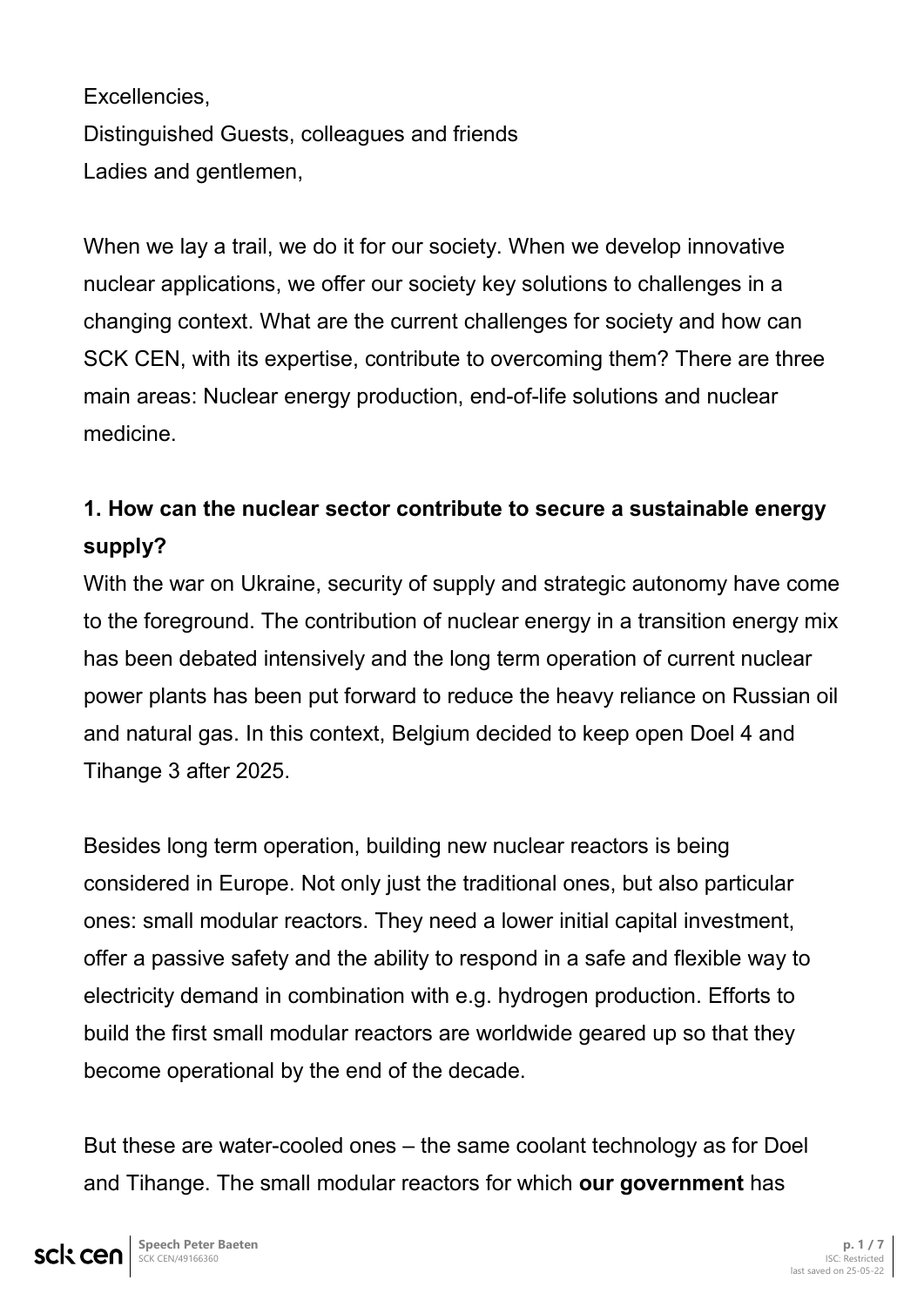Excellencies,
Distinguished Guests, colleagues and friends
Ladies and gentlemen,

When we lay a trail, we do it for our society. When we develop innovative nuclear applications, we offer our society key solutions to challenges in a changing context. What are the current challenges for society and how can SCK CEN, with its expertise, contribute to overcoming them? There are three main areas: Nuclear energy production, end-of-life solutions and nuclear medicine.

**1. How can the nuclear sector contribute to secure a sustainable energy supply?**

With the war on Ukraine, security of supply and strategic autonomy have come to the foreground. The contribution of nuclear energy in a transition energy mix has been debated intensively and the long term operation of current nuclear power plants has been put forward to reduce the heavy reliance on Russian oil and natural gas. In this context, Belgium decided to keep open Doel 4 and Tihange 3 after 2025.

Besides long term operation, building new nuclear reactors is being considered in Europe. Not only just the traditional ones, but also particular ones: small modular reactors. They need a lower initial capital investment, offer a passive safety and the ability to respond in a safe and flexible way to electricity demand in combination with e.g. hydrogen production. Efforts to build the first small modular reactors are worldwide geared up so that they become operational by the end of the decade.

But these are water-cooled ones – the same coolant technology as for Doel and Tihange. The small modular reactors for which **our government** has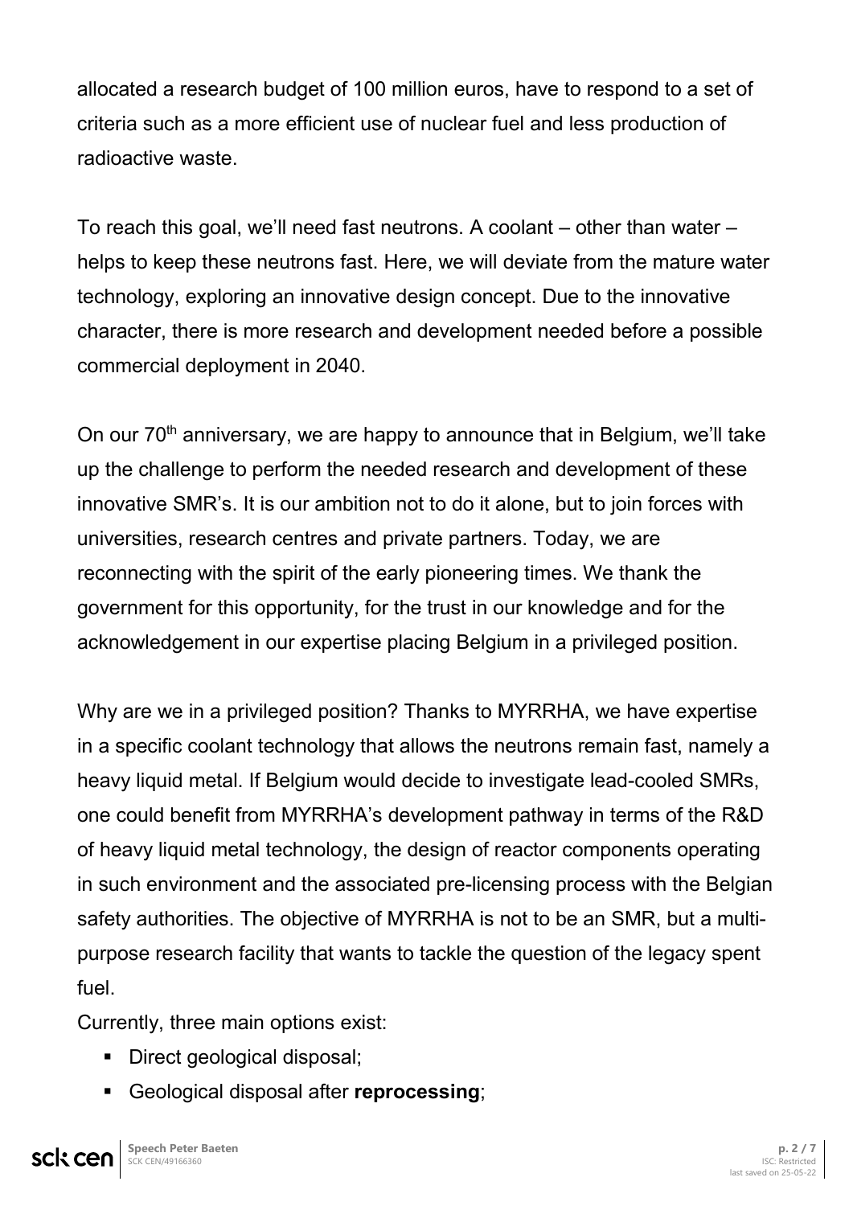allocated a research budget of 100 million euros, have to respond to a set of criteria such as a more efficient use of nuclear fuel and less production of radioactive waste.

To reach this goal, we'll need fast neutrons. A coolant – other than water – helps to keep these neutrons fast. Here, we will deviate from the mature water technology, exploring an innovative design concept. Due to the innovative character, there is more research and development needed before a possible commercial deployment in 2040.

On our 70th anniversary, we are happy to announce that in Belgium, we'll take up the challenge to perform the needed research and development of these innovative SMR's. It is our ambition not to do it alone, but to join forces with universities, research centres and private partners. Today, we are reconnecting with the spirit of the early pioneering times. We thank the government for this opportunity, for the trust in our knowledge and for the acknowledgement in our expertise placing Belgium in a privileged position.

Why are we in a privileged position? Thanks to MYRRHA, we have expertise in a specific coolant technology that allows the neutrons remain fast, namely a heavy liquid metal. If Belgium would decide to investigate lead-cooled SMRs, one could benefit from MYRRHA's development pathway in terms of the R&D of heavy liquid metal technology, the design of reactor components operating in such environment and the associated pre-licensing process with the Belgian safety authorities. The objective of MYRRHA is not to be an SMR, but a multi-purpose research facility that wants to tackle the question of the legacy spent fuel.

Currently, three main options exist:

- Direct geological disposal;
- Geological disposal after **reprocessing**;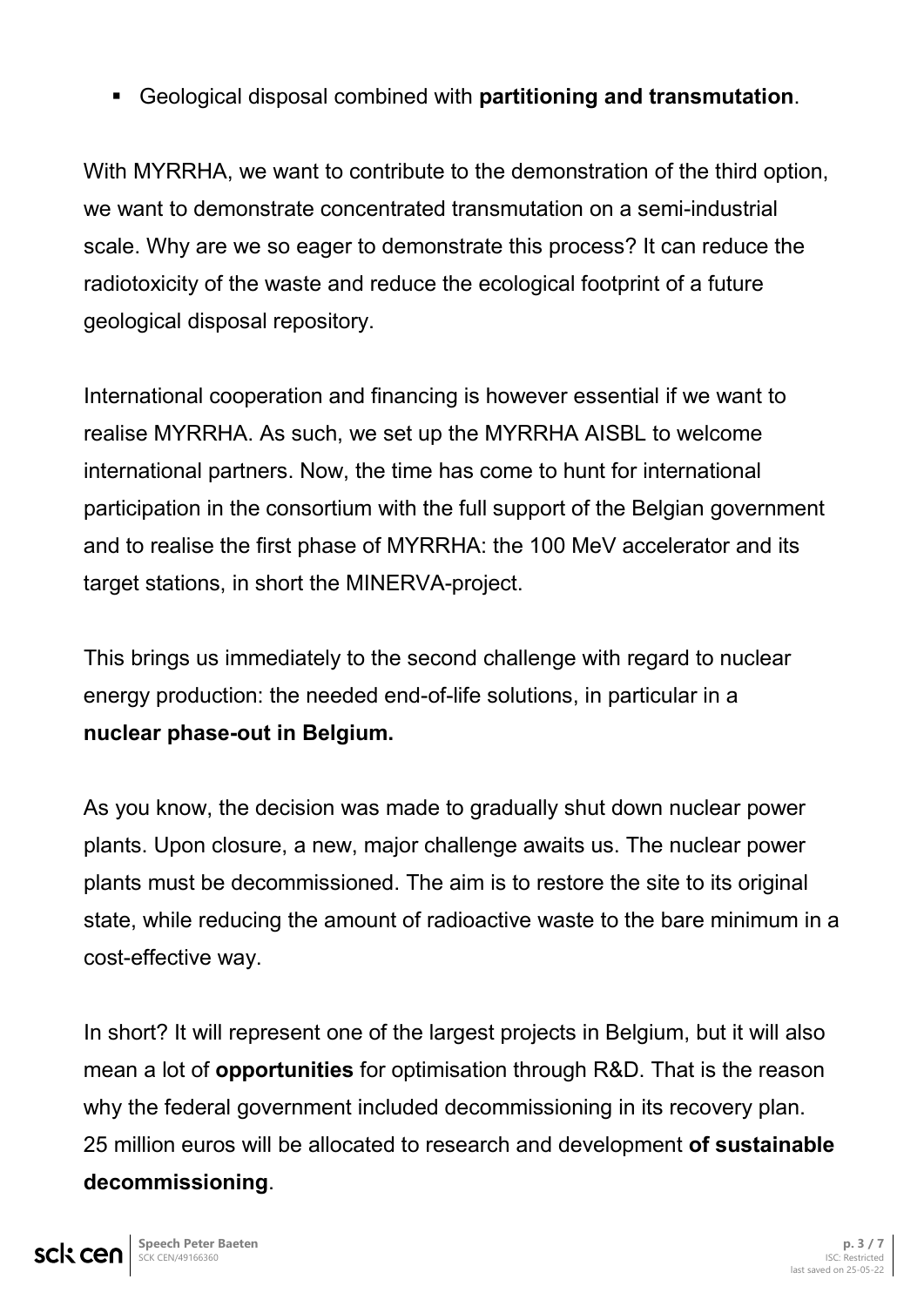- Geological disposal combined with **partitioning and transmutation**.

With MYRRHA, we want to contribute to the demonstration of the third option, we want to demonstrate concentrated transmutation on a semi-industrial scale. Why are we so eager to demonstrate this process? It can reduce the radiotoxicity of the waste and reduce the ecological footprint of a future geological disposal repository.

International cooperation and financing is however essential if we want to realise MYRRHA. As such, we set up the MYRRHA AISBL to welcome international partners. Now, the time has come to hunt for international participation in the consortium with the full support of the Belgian government and to realise the first phase of MYRRHA: the 100 MeV accelerator and its target stations, in short the MINERVA-project.

This brings us immediately to the second challenge with regard to nuclear energy production: the needed end-of-life solutions, in particular in a **nuclear phase-out in Belgium.**

As you know, the decision was made to gradually shut down nuclear power plants. Upon closure, a new, major challenge awaits us. The nuclear power plants must be decommissioned. The aim is to restore the site to its original state, while reducing the amount of radioactive waste to the bare minimum in a cost-effective way.

In short? It will represent one of the largest projects in Belgium, but it will also mean a lot of **opportunities** for optimisation through R&D. That is the reason why the federal government included decommissioning in its recovery plan. 25 million euros will be allocated to research and development **of sustainable decommissioning**.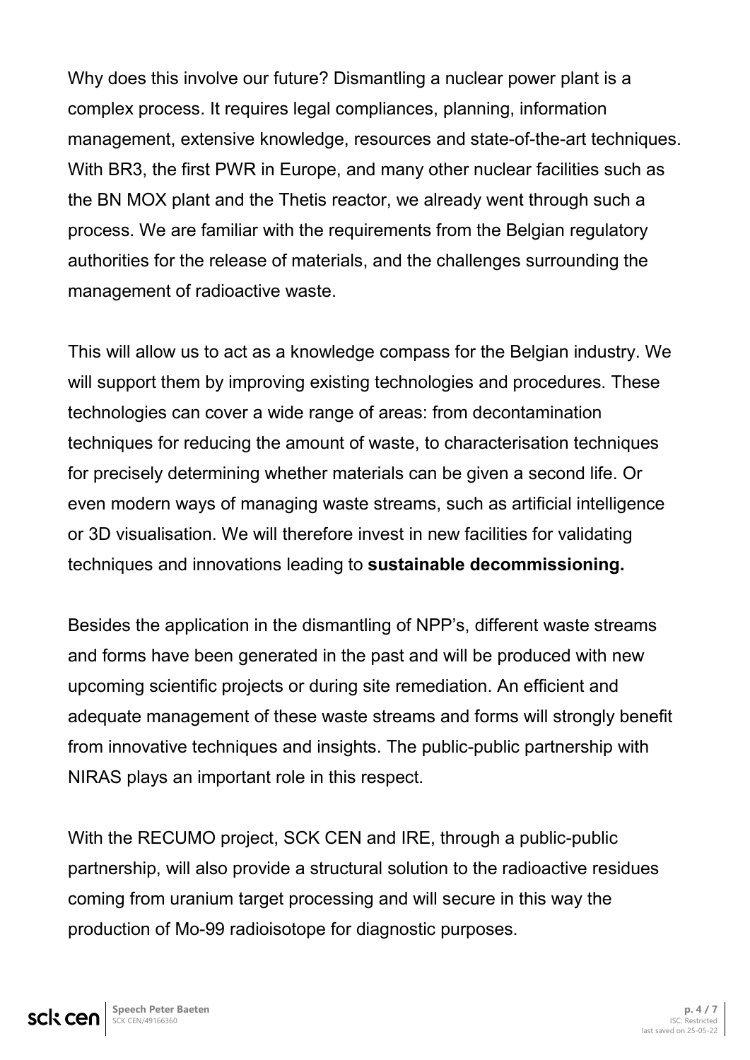Why does this involve our future? Dismantling a nuclear power plant is a complex process. It requires legal compliances, planning, information management, extensive knowledge, resources and state-of-the-art techniques. With BR3, the first PWR in Europe, and many other nuclear facilities such as the BN MOX plant and the Thetis reactor, we already went through such a process. We are familiar with the requirements from the Belgian regulatory authorities for the release of materials, and the challenges surrounding the management of radioactive waste.

This will allow us to act as a knowledge compass for the Belgian industry. We will support them by improving existing technologies and procedures. These technologies can cover a wide range of areas: from decontamination techniques for reducing the amount of waste, to characterisation techniques for precisely determining whether materials can be given a second life. Or even modern ways of managing waste streams, such as artificial intelligence or 3D visualisation. We will therefore invest in new facilities for validating techniques and innovations leading to **sustainable decommissioning.**

Besides the application in the dismantling of NPP's, different waste streams and forms have been generated in the past and will be produced with new upcoming scientific projects or during site remediation. An efficient and adequate management of these waste streams and forms will strongly benefit from innovative techniques and insights. The public-public partnership with NIRAS plays an important role in this respect.

With the RECUMO project, SCK CEN and IRE, through a public-public partnership, will also provide a structural solution to the radioactive residues coming from uranium target processing and will secure in this way the production of Mo-99 radioisotope for diagnostic purposes.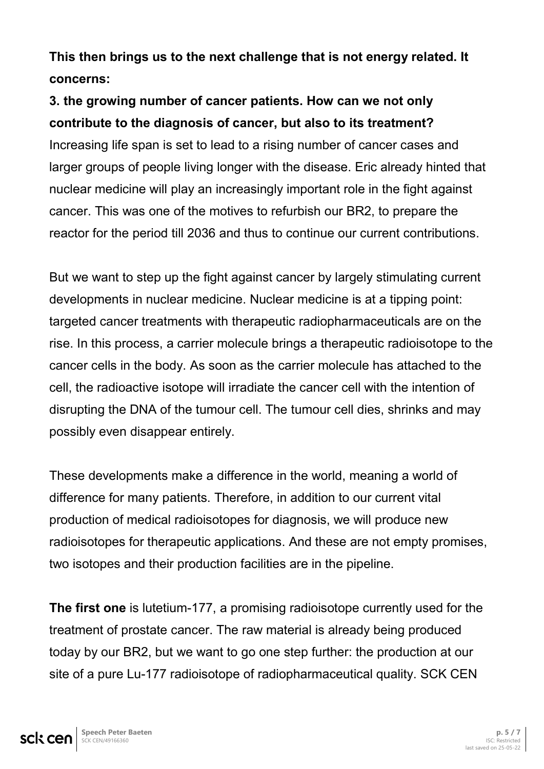**This then brings us to the next challenge that is not energy related. It concerns:**

**3. the growing number of cancer patients. How can we not only contribute to the diagnosis of cancer, but also to its treatment?**

Increasing life span is set to lead to a rising number of cancer cases and larger groups of people living longer with the disease. Eric already hinted that nuclear medicine will play an increasingly important role in the fight against cancer. This was one of the motives to refurbish our BR2, to prepare the reactor for the period till 2036 and thus to continue our current contributions.

But we want to step up the fight against cancer by largely stimulating current developments in nuclear medicine. Nuclear medicine is at a tipping point: targeted cancer treatments with therapeutic radiopharmaceuticals are on the rise. In this process, a carrier molecule brings a therapeutic radioisotope to the cancer cells in the body. As soon as the carrier molecule has attached to the cell, the radioactive isotope will irradiate the cancer cell with the intention of disrupting the DNA of the tumour cell. The tumour cell dies, shrinks and may possibly even disappear entirely.

These developments make a difference in the world, meaning a world of difference for many patients. Therefore, in addition to our current vital production of medical radioisotopes for diagnosis, we will produce new radioisotopes for therapeutic applications. And these are not empty promises, two isotopes and their production facilities are in the pipeline.

**The first one** is lutetium-177, a promising radioisotope currently used for the treatment of prostate cancer. The raw material is already being produced today by our BR2, but we want to go one step further: the production at our site of a pure Lu-177 radioisotope of radiopharmaceutical quality. SCK CEN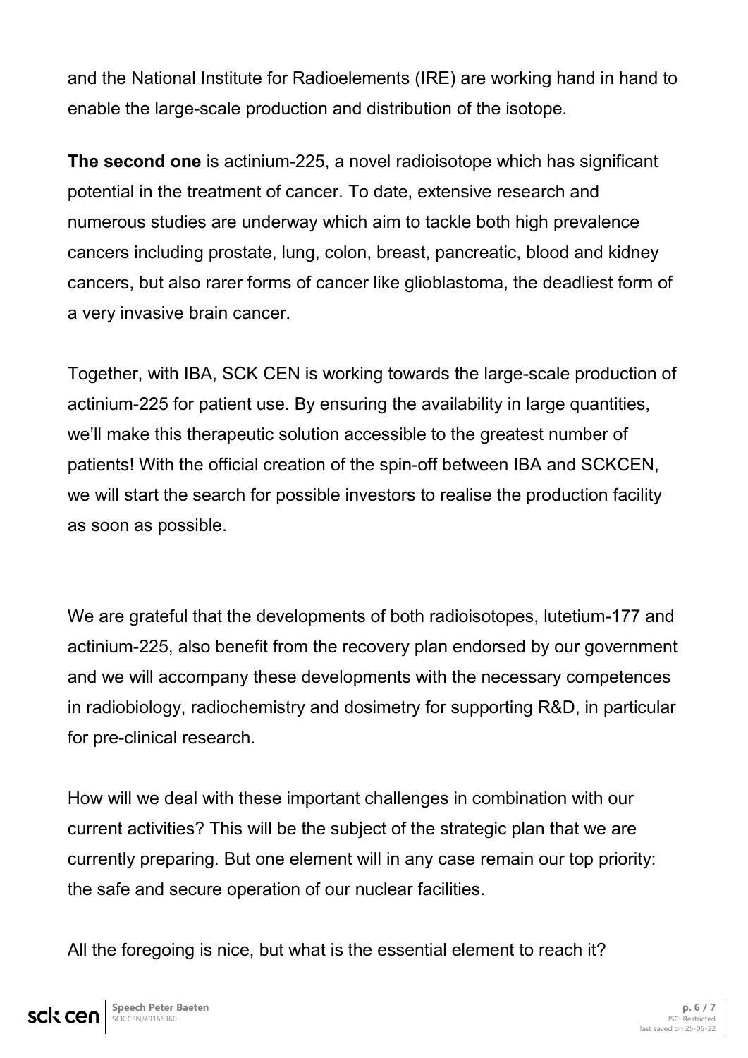and the National Institute for Radioelements (IRE) are working hand in hand to enable the large-scale production and distribution of the isotope.

**The second one** is actinium-225, a novel radioisotope which has significant potential in the treatment of cancer. To date, extensive research and numerous studies are underway which aim to tackle both high prevalence cancers including prostate, lung, colon, breast, pancreatic, blood and kidney cancers, but also rarer forms of cancer like glioblastoma, the deadliest form of a very invasive brain cancer.

Together, with IBA, SCK CEN is working towards the large-scale production of actinium-225 for patient use. By ensuring the availability in large quantities, we'll make this therapeutic solution accessible to the greatest number of patients! With the official creation of the spin-off between IBA and SCKCEN, we will start the search for possible investors to realise the production facility as soon as possible.

We are grateful that the developments of both radioisotopes, lutetium-177 and actinium-225, also benefit from the recovery plan endorsed by our government and we will accompany these developments with the necessary competences in radiobiology, radiochemistry and dosimetry for supporting R&D, in particular for pre-clinical research.

How will we deal with these important challenges in combination with our current activities? This will be the subject of the strategic plan that we are currently preparing. But one element will in any case remain our top priority: the safe and secure operation of our nuclear facilities.

All the foregoing is nice, but what is the essential element to reach it?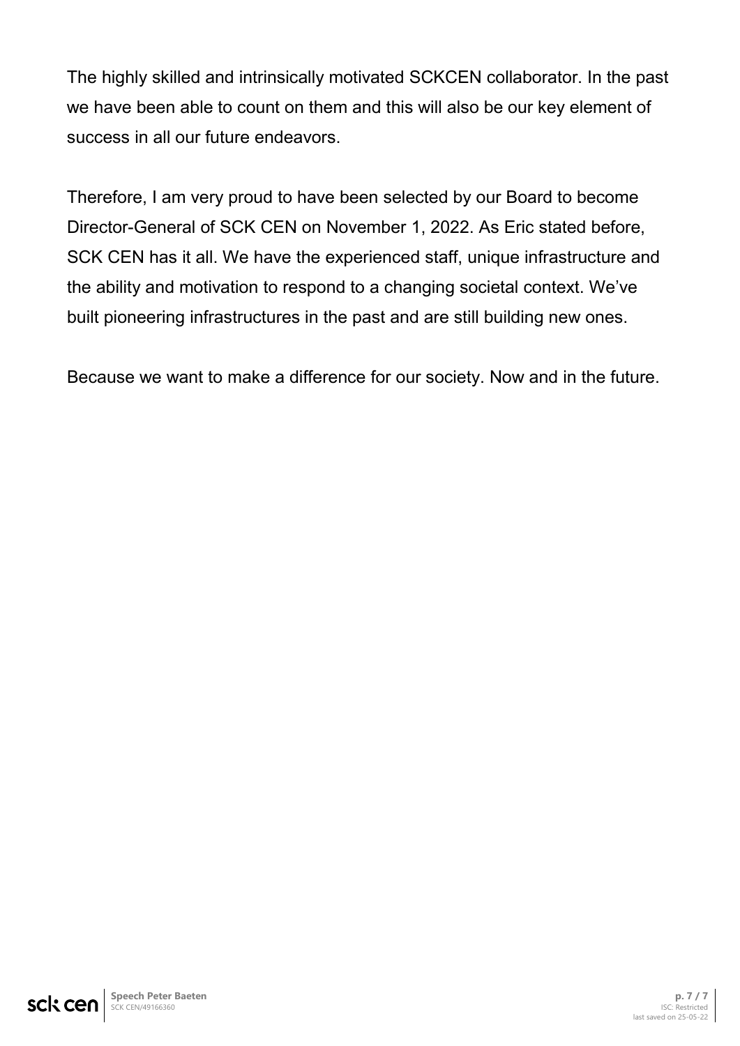The highly skilled and intrinsically motivated SCKCEN collaborator. In the past we have been able to count on them and this will also be our key element of success in all our future endeavors.

Therefore, I am very proud to have been selected by our Board to become Director-General of SCK CEN on November 1, 2022. As Eric stated before, SCK CEN has it all. We have the experienced staff, unique infrastructure and the ability and motivation to respond to a changing societal context. We've built pioneering infrastructures in the past and are still building new ones.

Because we want to make a difference for our society. Now and in the future.